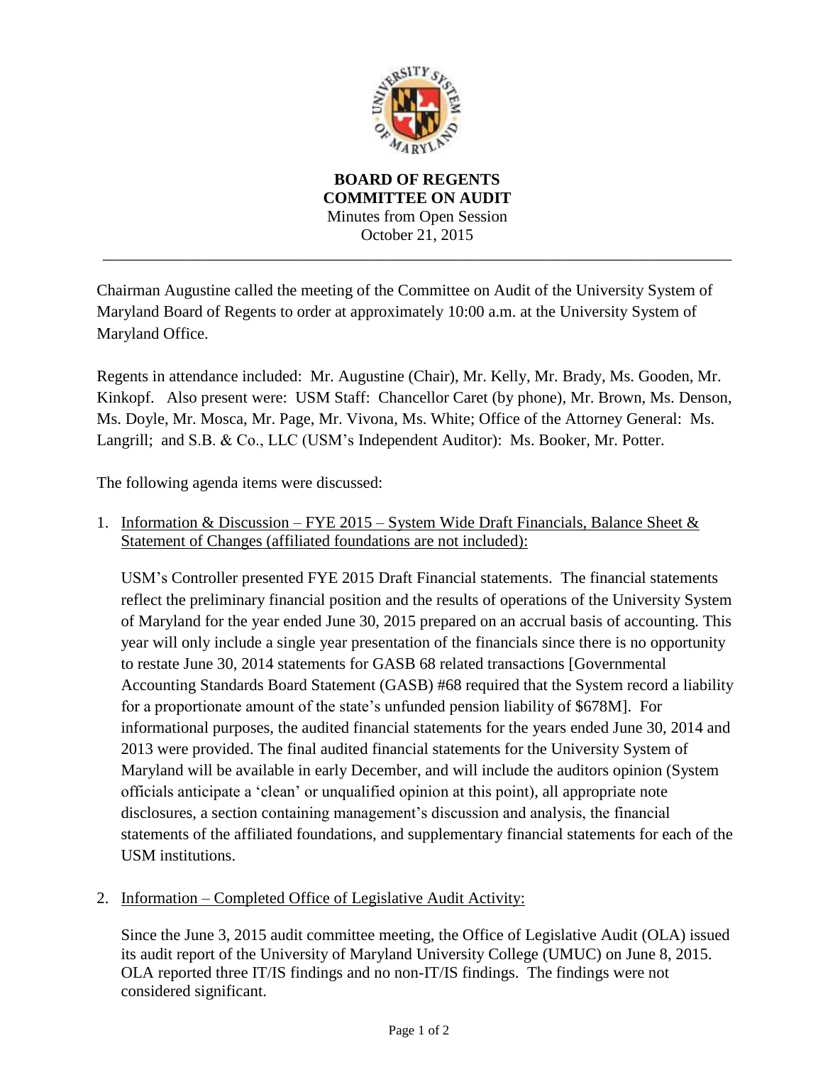**BOARD OF REGENTS**
**COMMITTEE ON AUDIT**
Minutes from Open Session
October 21, 2015

---

Chairman Augustine called the meeting of the Committee on Audit of the University System of Maryland Board of Regents to order at approximately 10:00 a.m. at the University System of Maryland Office.

Regents in attendance included: Mr. Augustine (Chair), Mr. Kelly, Mr. Brady, Ms. Gooden, Mr. Kinkopf. Also present were: USM Staff: Chancellor Caret (by phone), Mr. Brown, Ms. Denson, Ms. Doyle, Mr. Mosca, Mr. Page, Mr. Vivona, Ms. White; Office of the Attorney General: Ms. Langrill; and S.B. & Co., LLC (USM's Independent Auditor): Ms. Booker, Mr. Potter.

The following agenda items were discussed:

1. <u>Information & Discussion – FYE 2015 – System Wide Draft Financials, Balance Sheet & Statement of Changes (affiliated foundations are not included):</u>

   USM's Controller presented FYE 2015 Draft Financial statements. The financial statements reflect the preliminary financial position and the results of operations of the University System of Maryland for the year ended June 30, 2015 prepared on an accrual basis of accounting. This year will only include a single year presentation of the financials since there is no opportunity to restate June 30, 2014 statements for GASB 68 related transactions [Governmental Accounting Standards Board Statement (GASB) #68 required that the System record a liability for a proportionate amount of the state's unfunded pension liability of $678M]. For informational purposes, the audited financial statements for the years ended June 30, 2014 and 2013 were provided. The final audited financial statements for the University System of Maryland will be available in early December, and will include the auditors opinion (System officials anticipate a 'clean' or unqualified opinion at this point), all appropriate note disclosures, a section containing management's discussion and analysis, the financial statements of the affiliated foundations, and supplementary financial statements for each of the USM institutions.

2. <u>Information – Completed Office of Legislative Audit Activity:</u>

   Since the June 3, 2015 audit committee meeting, the Office of Legislative Audit (OLA) issued its audit report of the University of Maryland University College (UMUC) on June 8, 2015. OLA reported three IT/IS findings and no non-IT/IS findings. The findings were not considered significant.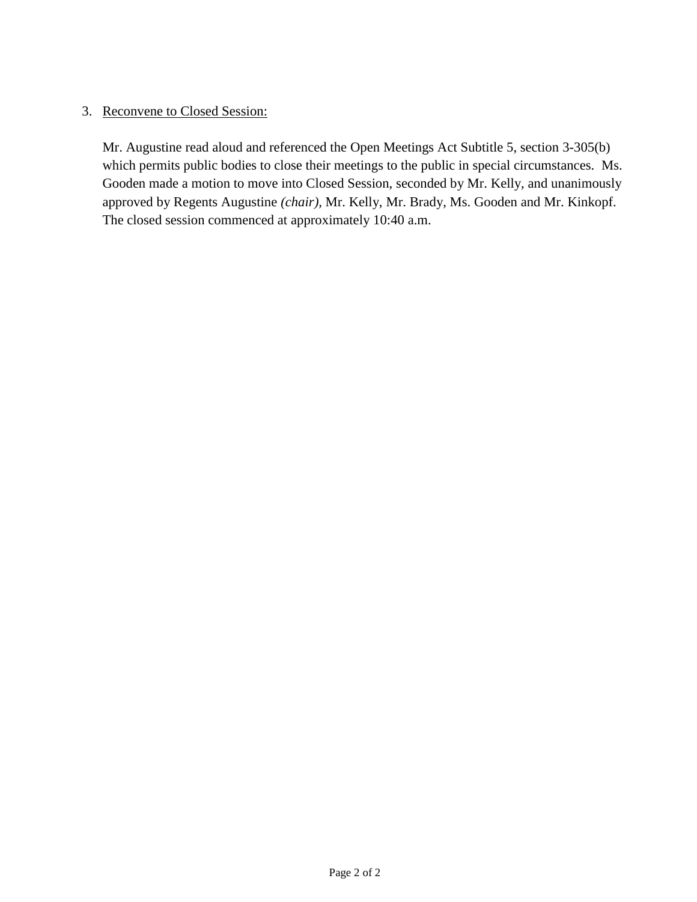3. <u>Reconvene to Closed Session:</u>

   Mr. Augustine read aloud and referenced the Open Meetings Act Subtitle 5, section 3-305(b) which permits public bodies to close their meetings to the public in special circumstances. Ms. Gooden made a motion to move into Closed Session, seconded by Mr. Kelly, and unanimously approved by Regents Augustine *(chair)*, Mr. Kelly, Mr. Brady, Ms. Gooden and Mr. Kinkopf. The closed session commenced at approximately 10:40 a.m.